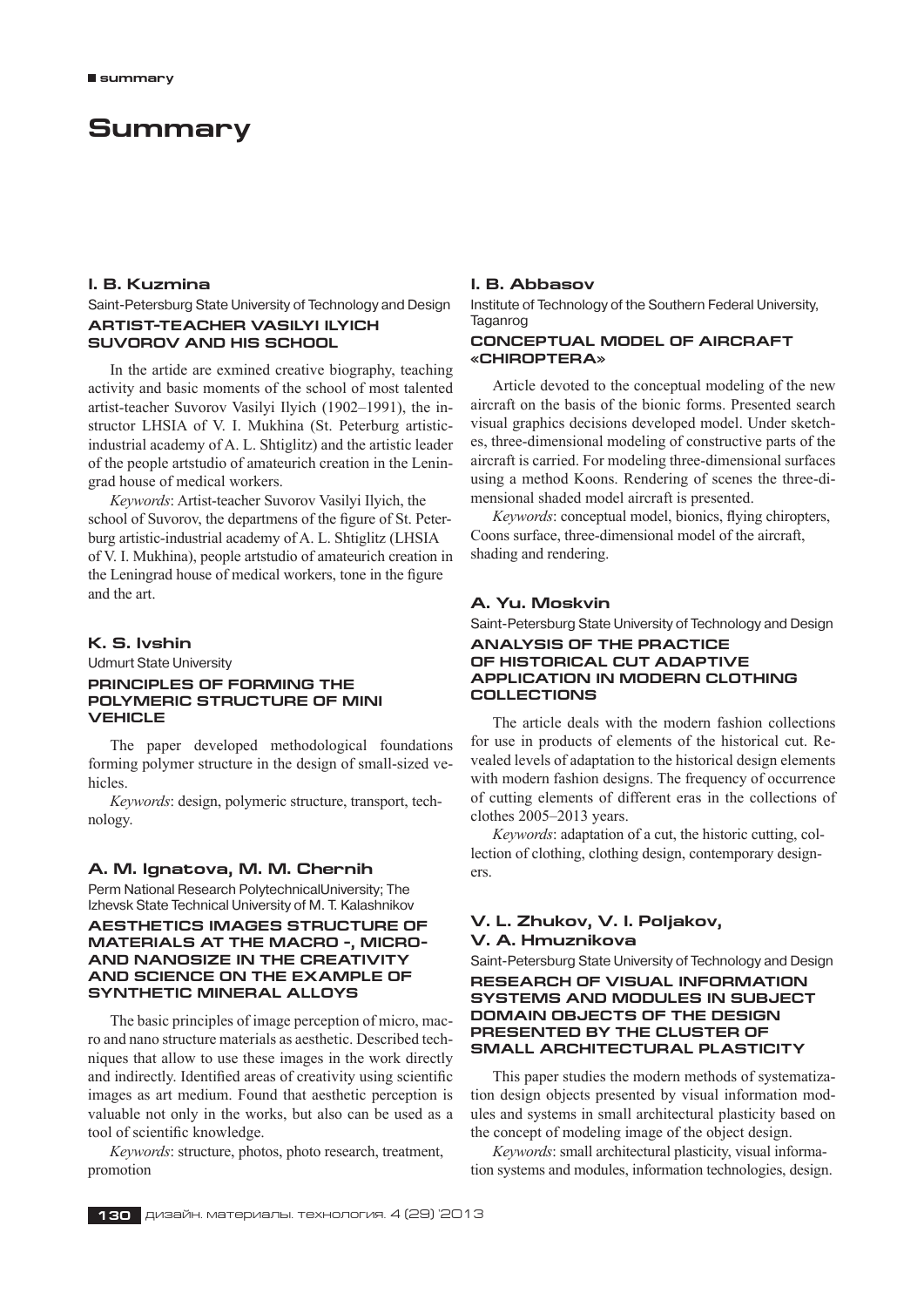# Summary

### I. B. Kuzmina

Saint-Petersburg State University of Technology and Design

#### ARTIST-TEACHER VASILYI ILYICH SUVOROV AND HIS SCHOOL

In the artide are exmined creative biography, teaching activity and basic moments of the school of most talented artist-teacher Suvorov Vasilyi Ilyich (1902–1991), the instructor LHSIA of V. I. Mukhina (St. Peterburg artistic-industrial academy of A. L. Shtiglitz) and the artistic leader of the people artstudio of amateurich creation in the Leningrad house of medical workers.

*Keywords*: Artist-teacher Suvorov Vasilyi Ilyich, the school of Suvorov, the departmens of the figure of St. Peterburg artistic-industrial academy of A. L. Shtiglitz (LHSIA of V. I. Mukhina), people artstudio of amateurich creation in the Leningrad house of medical workers, tone in the figure and the art.

### K. S. Ivshin

Udmurt State University

#### PRINCIPLES OF FORMING THE POLYMERIC STRUCTURE OF MINI VEHICLE

The paper developed methodological foundations forming polymer structure in the design of small-sized vehicles.

*Keywords*: design, polymeric structure, transport, technology.

### A. M. Ignatova, M. M. Chernih

Perm National Research PolytechnicalUniversity; The Izhevsk State Technical University of M. T. Kalashnikov

#### AESTHETICS IMAGES STRUCTURE OF MATERIALS AT THE MACRO -, MICRO- AND NANOSIZE IN THE CREATIVITY AND SCIENCE ON THE EXAMPLE OF SYNTHETIC MINERAL ALLOYS

The basic principles of image perception of micro, macro and nano structure materials as aesthetic. Described techniques that allow to use these images in the work directly and indirectly. Identified areas of creativity using scientific images as art medium. Found that aesthetic perception is valuable not only in the works, but also can be used as a tool of scientific knowledge.

*Keywords*: structure, photos, photo research, treatment, promotion

### I. B. Abbasov

Institute of Technology of the Southern Federal University, Taganrog

#### CONCEPTUAL MODEL OF AIRCRAFT «CHIROPTERA»

Article devoted to the conceptual modeling of the new aircraft on the basis of the bionic forms. Presented search visual graphics decisions developed model. Under sketches, three-dimensional modeling of constructive parts of the aircraft is carried. For modeling three-dimensional surfaces using a method Koons. Rendering of scenes the three-dimensional shaded model aircraft is presented.

*Keywords*: conceptual model, bionics, flying chiropters, Coons surface, three-dimensional model of the aircraft, shading and rendering.

### A. Yu. Moskvin

Saint-Petersburg State University of Technology and Design

#### ANALYSIS OF THE PRACTICE OF HISTORICAL CUT ADAPTIVE APPLICATION IN MODERN CLOTHING COLLECTIONS

The article deals with the modern fashion collections for use in products of elements of the historical cut. Revealed levels of adaptation to the historical design elements with modern fashion designs. The frequency of occurrence of cutting elements of different eras in the collections of clothes 2005–2013 years.

*Keywords*: adaptation of a cut, the historic cutting, collection of clothing, clothing design, contemporary designers.

### V. L. Zhukov, V. I. Poljakov, V. A. Hmuznikova

Saint-Petersburg State University of Technology and Design

#### RESEARCH OF VISUAL INFORMATION SYSTEMS AND MODULES IN SUBJECT DOMAIN OBJECTS OF THE DESIGN PRESENTED BY THE CLUSTER OF SMALL ARCHITECTURAL PLASTICITY

This paper studies the modern methods of systematization design objects presented by visual information modules and systems in small architectural plasticity based on the concept of modeling image of the object design.

*Keywords*: small architectural plasticity, visual information systems and modules, information technologies, design.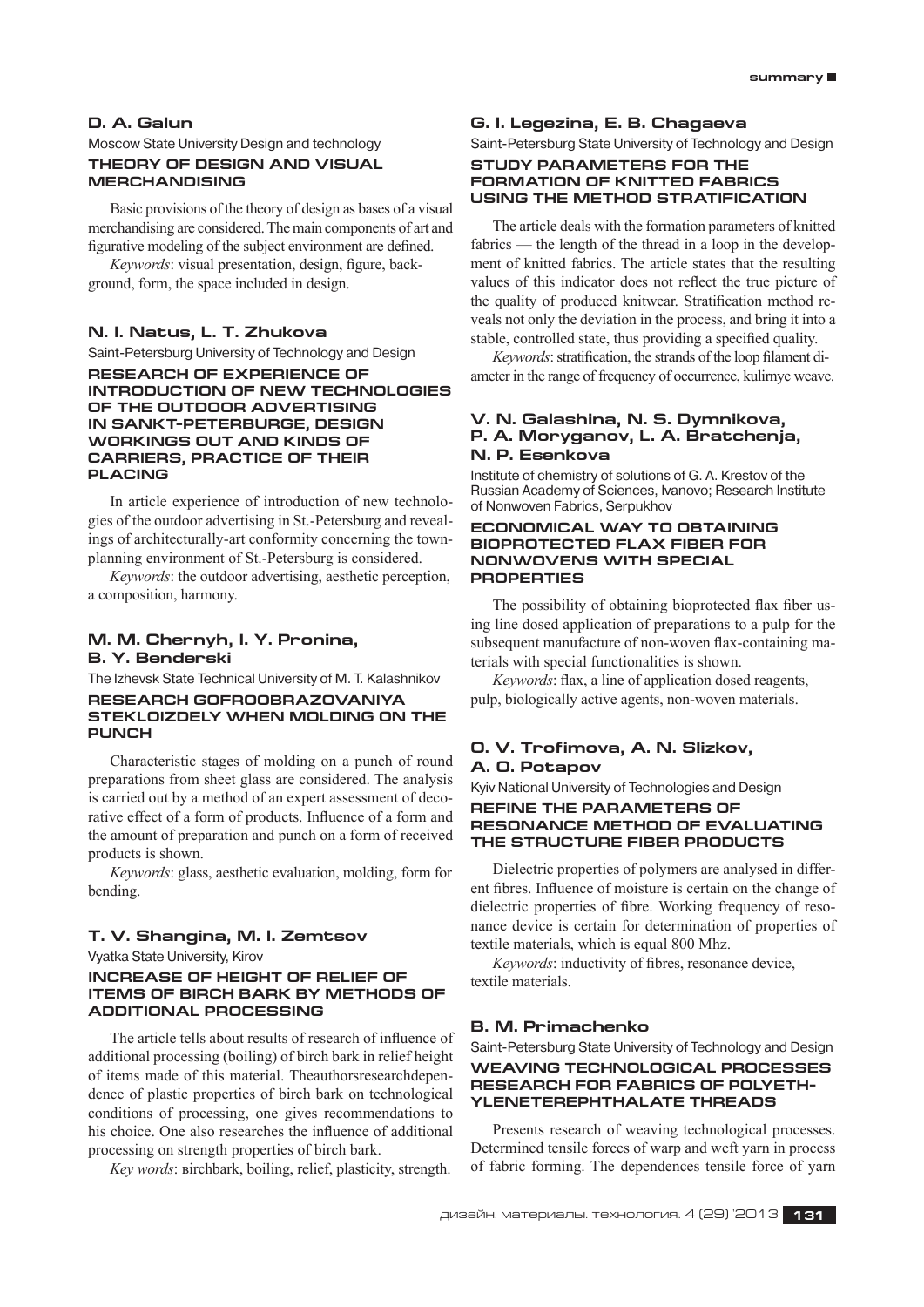### D. A. Galun

Moscow State University Design and technology

#### THEORY OF DESIGN AND VISUAL MERCHANDISING

Basic provisions of the theory of design as bases of a visual merchandising are considered. The main components of art and figurative modeling of the subject environment are defined.

*Keywords*: visual presentation, design, figure, background, form, the space included in design.

### N. I. Natus, L. T. Zhukova

Saint-Petersburg University of Technology and Design

#### RESEARCH OF EXPERIENCE OF INTRODUCTION OF NEW TECHNOLOGIES OF THE OUTDOOR ADVERTISING IN SANKT-PETERBURGE, DESIGN WORKINGS OUT AND KINDS OF CARRIERS, PRACTICE OF THEIR PLACING

In article experience of introduction of new technologies of the outdoor advertising in St.-Petersburg and revealings of architecturally-art conformity concerning the town-planning environment of St.-Petersburg is considered.

*Keywords*: the outdoor advertising, aesthetic perception, a composition, harmony.

### M. M. Chernyh, I. Y. Pronina, B. Y. Benderski

The Izhevsk State Technical University of M. T. Kalashnikov

#### RESEARCH GOFROOBRAZOVANIYA STEKLOIZDELY WHEN MOLDING ON THE PUNCH

Characteristic stages of molding on a punch of round preparations from sheet glass are considered. The analysis is carried out by a method of an expert assessment of decorative effect of a form of products. Influence of a form and the amount of preparation and punch on a form of received products is shown.

*Keywords*: glass, aesthetic evaluation, molding, form for bending.

### T. V. Shangina, M. I. Zemtsov

Vyatka State University, Kirov

#### INCREASE OF HEIGHT OF RELIEF OF ITEMS OF BIRCH BARK BY METHODS OF ADDITIONAL PROCESSING

The article tells about results of research of influence of additional processing (boiling) of birch bark in relief height of items made of this material. Theauthorsresearchdependence of plastic properties of birch bark on technological conditions of processing, one gives recommendations to his choice. One also researches the influence of additional processing on strength properties of birch bark.

*Key words*: вirchbark, boiling, relief, plasticity, strength.

### G. I. Legezina, E. B. Chagaeva

Saint-Petersburg State University of Technology and Design

#### STUDY PARAMETERS FOR THE FORMATION OF KNITTED FABRICS USING THE METHOD STRATIFICATION

The article deals with the formation parameters of knitted fabrics — the length of the thread in a loop in the development of knitted fabrics. The article states that the resulting values of this indicator does not reflect the true picture of the quality of produced knitwear. Stratification method reveals not only the deviation in the process, and bring it into a stable, controlled state, thus providing a specified quality.

*Keywords*: stratification, the strands of the loop filament diameter in the range of frequency of occurrence, kulirnye weave.

### V. N. Galashina, N. S. Dymnikova, P. A. Moryganov, L. A. Bratchenja, N. P. Esenkova

Institute of chemistry of solutions of G. A. Krestov of the Russian Academy of Sciences, Ivanovo; Research Institute of Nonwoven Fabrics, Serpukhov

#### ECONOMICAL WAY TO OBTAINING BIOPROTECTED FLAX FIBER FOR NONWOVENS WITH SPECIAL PROPERTIES

The possibility of obtaining bioprotected flax fiber using line dosed application of preparations to a pulp for the subsequent manufacture of non-woven flax-containing materials with special functionalities is shown.

*Keywords*: flax, a line of application dosed reagents, pulp, biologically active agents, non-woven materials.

### O. V. Trofimova, A. N. Slizkov, A. O. Potapov

Kyiv National University of Technologies and Design

#### REFINE THE PARAMETERS OF RESONANCE METHOD OF EVALUATING THE STRUCTURE FIBER PRODUCTS

Dielectric properties of polymers are analysed in different fibres. Influence of moisture is certain on the change of dielectric properties of fibre. Working frequency of resonance device is certain for determination of properties of textile materials, which is equal 800 Mhz.

*Keywords*: inductivity of fibres, resonance device, textile materials.

### B. M. Primachenko

Saint-Petersburg State University of Technology and Design

#### WEAVING TECHNOLOGICAL PROCESSES RESEARCH FOR FABRICS OF POLYETHYLENETEREPHTHALATE THREADS

Presents research of weaving technological processes. Determined tensile forces of warp and weft yarn in process of fabric forming. The dependences tensile force of yarn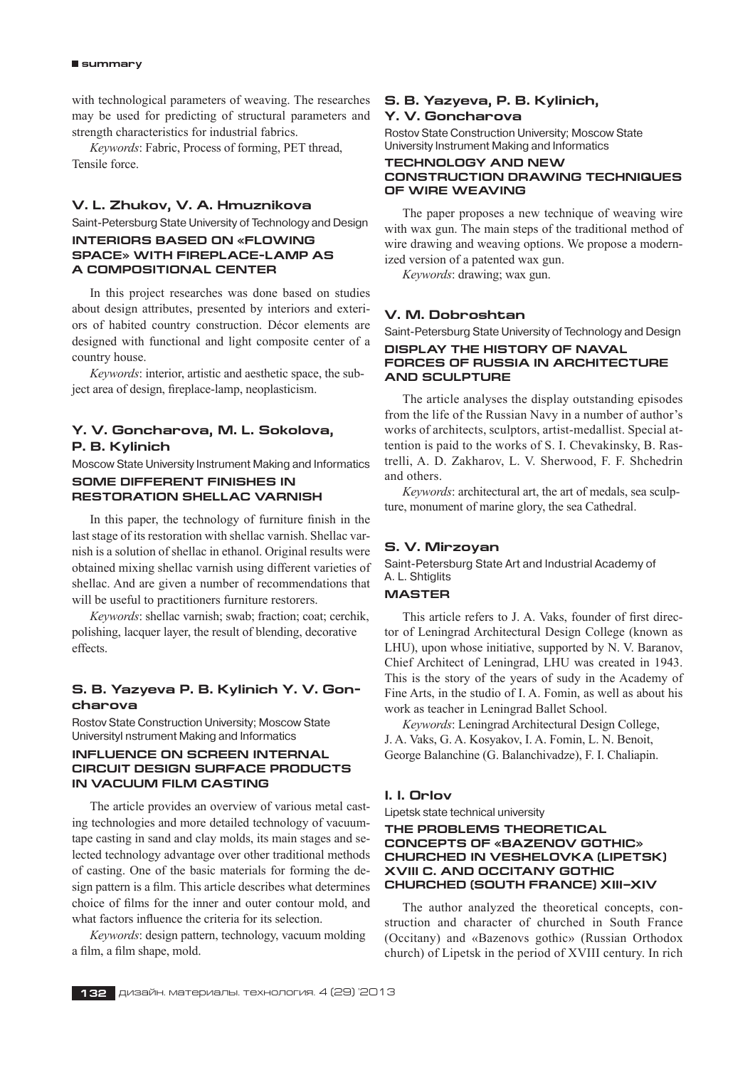with technological parameters of weaving. The researches may be used for predicting of structural parameters and strength characteristics for industrial fabrics.

*Keywords*: Fabric, Process of forming, PET thread, Tensile force.

### V. L. Zhukov, V. A. Hmuznikova

Saint-Petersburg State University of Technology and Design

#### INTERIORS BASED ON «FLOWING SPACE» WITH FIREPLACE-LAMP AS A COMPOSITIONAL CENTER

In this project researches was done based on studies about design attributes, presented by interiors and exteriors of habited country construction. Décor elements are designed with functional and light composite center of a country house.

*Keywords*: interior, artistic and aesthetic space, the subject area of design, fireplace-lamp, neoplasticism.

### Y. V. Goncharova, M. L. Sokolova, P. B. Kylinich

Moscow State University Instrument Making and Informatics

#### SOME DIFFERENT FINISHES IN RESTORATION SHELLAC VARNISH

In this paper, the technology of furniture finish in the last stage of its restoration with shellac varnish. Shellac varnish is a solution of shellac in ethanol. Original results were obtained mixing shellac varnish using different varieties of shellac. And are given a number of recommendations that will be useful to practitioners furniture restorers.

*Keywords*: shellac varnish; swab; fraction; coat; cerchik, polishing, lacquer layer, the result of blending, decorative effects.

### S. B. Yazyeva P. B. Kylinich Y. V. Goncharova

Rostov State Construction University; Moscow State UniversityI nstrument Making and Informatics

#### INFLUENCE ON SCREEN INTERNAL CIRCUIT DESIGN SURFACE PRODUCTS IN VACUUM FILM CASTING

The article provides an overview of various metal casting technologies and more detailed technology of vacuum-tape casting in sand and clay molds, its main stages and selected technology advantage over other traditional methods of casting. One of the basic materials for forming the design pattern is a film. This article describes what determines choice of films for the inner and outer contour mold, and what factors influence the criteria for its selection.

*Keywords*: design pattern, technology, vacuum molding a film, a film shape, mold.

### S. B. Yazyeva, P. B. Kylinich, Y. V. Goncharova

Rostov State Construction University; Moscow State University Instrument Making and Informatics

#### TECHNOLOGY AND NEW CONSTRUCTION DRAWING TECHNIQUES OF WIRE WEAVING

The paper proposes a new technique of weaving wire with wax gun. The main steps of the traditional method of wire drawing and weaving options. We propose a modernized version of a patented wax gun.

*Keywords*: drawing; wax gun.

### V. M. Dobroshtan

Saint-Petersburg State University of Technology and Design

#### DISPLAY THE HISTORY OF NAVAL FORCES OF RUSSIA IN ARCHITECTURE AND SCULPTURE

The article analyses the display outstanding episodes from the life of the Russian Navy in a number of author's works of architects, sculptors, artist-medallist. Special attention is paid to the works of S. I. Chevakinsky, B. Rastrelli, A. D. Zakharov, L. V. Sherwood, F. F. Shchedrin and others.

*Keywords*: architectural art, the art of medals, sea sculpture, monument of marine glory, the sea Cathedral.

### S. V. Mirzoyan

Saint-Petersburg State Art and Industrial Academy of A. L. Shtiglits

#### MASTER

This article refers to J. A. Vaks, founder of first director of Leningrad Architectural Design College (known as LHU), upon whose initiative, supported by N. V. Baranov, Chief Architect of Leningrad, LHU was created in 1943. This is the story of the years of sudy in the Academy of Fine Arts, in the studio of I. A. Fomin, as well as about his work as teacher in Leningrad Ballet School.

*Keywords*: Leningrad Architectural Design College, J. A. Vaks, G. A. Kosyakov, I. A. Fomin, L. N. Benoit, George Balanchine (G. Balanchivadze), F. I. Chaliapin.

### I. I. Orlov

Lipetsk state technical university

#### THE PROBLEMS THEORETICAL CONCEPTS OF «BAZENOV GOTHIC» CHURCHED IN VESHELOVKA (LIPETSK) XVIII C. AND OCCITANY GOTHIC CHURCHED (SOUTH FRANCE) XIII–XIV

The author analyzed the theoretical concepts, construction and character of churched in South France (Occitany) and «Bazenovs gothic» (Russian Orthodox church) of Lipetsk in the period of XVIII century. In rich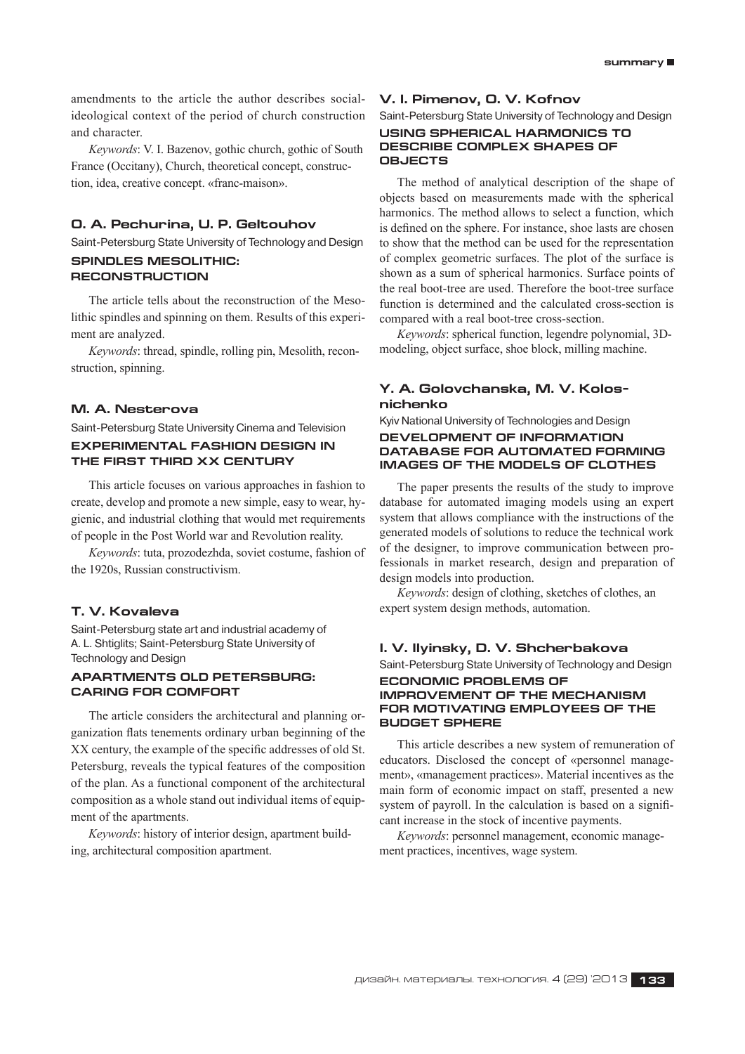amendments to the article the author describes social-ideological context of the period of church construction and character.

*Keywords*: V. I. Bazenov, gothic church, gothic of South France (Occitany), Church, theoretical concept, construction, idea, creative concept. «franc-maison».

### O. A. Pechurina, U. P. Geltouhov

Saint-Petersburg State University of Technology and Design

#### SPINDLES MESOLITHIC: RECONSTRUCTION

The article tells about the reconstruction of the Mesolithic spindles and spinning on them. Results of this experiment are analyzed.

*Keywords*: thread, spindle, rolling pin, Mesolith, reconstruction, spinning.

### M. A. Nesterova

Saint-Petersburg State University Cinema and Television

#### EXPERIMENTAL FASHION DESIGN IN THE FIRST THIRD XX CENTURY

This article focuses on various approaches in fashion to create, develop and promote a new simple, easy to wear, hygienic, and industrial clothing that would met requirements of people in the Post World war and Revolution reality.

*Keywords*: tuta, prozodezhda, soviet costume, fashion of the 1920s, Russian constructivism.

### T. V. Kovaleva

Saint-Petersburg state art and industrial academy of A. L. Shtiglits; Saint-Petersburg State University of Technology and Design

#### APARTMENTS OLD PETERSBURG: CARING FOR COMFORT

The article considers the architectural and planning organization flats tenements ordinary urban beginning of the XX century, the example of the specific addresses of old St. Petersburg, reveals the typical features of the composition of the plan. As a functional component of the architectural composition as a whole stand out individual items of equipment of the apartments.

*Keywords*: history of interior design, apartment building, architectural composition apartment.

### V. I. Pimenov, O. V. Kofnov

Saint-Petersburg State University of Technology and Design

#### USING SPHERICAL HARMONICS TO DESCRIBE COMPLEX SHAPES OF OBJECTS

The method of analytical description of the shape of objects based on measurements made with the spherical harmonics. The method allows to select a function, which is defined on the sphere. For instance, shoe lasts are chosen to show that the method can be used for the representation of complex geometric surfaces. The plot of the surface is shown as a sum of spherical harmonics. Surface points of the real boot-tree are used. Therefore the boot-tree surface function is determined and the calculated cross-section is compared with a real boot-tree cross-section.

*Keywords*: spherical function, legendre polynomial, 3D-modeling, object surface, shoe block, milling machine.

### Y. A. Golovchanska, M. V. Kolosnichenko

Kyiv National University of Technologies and Design

#### DEVELOPMENT OF INFORMATION DATABASE FOR AUTOMATED FORMING IMAGES OF THE MODELS OF CLOTHES

The paper presents the results of the study to improve database for automated imaging models using an expert system that allows compliance with the instructions of the generated models of solutions to reduce the technical work of the designer, to improve communication between professionals in market research, design and preparation of design models into production.

*Keywords*: design of clothing, sketches of clothes, an expert system design methods, automation.

### I. V. Ilyinsky, D. V. Shcherbakova

Saint-Petersburg State University of Technology and Design

#### ECONOMIC PROBLEMS OF IMPROVEMENT OF THE MECHANISM FOR MOTIVATING EMPLOYEES OF THE BUDGET SPHERE

This article describes a new system of remuneration of educators. Disclosed the concept of «personnel management», «management practices». Material incentives as the main form of economic impact on staff, presented a new system of payroll. In the calculation is based on a significant increase in the stock of incentive payments.

*Keywords*: personnel management, economic management practices, incentives, wage system.